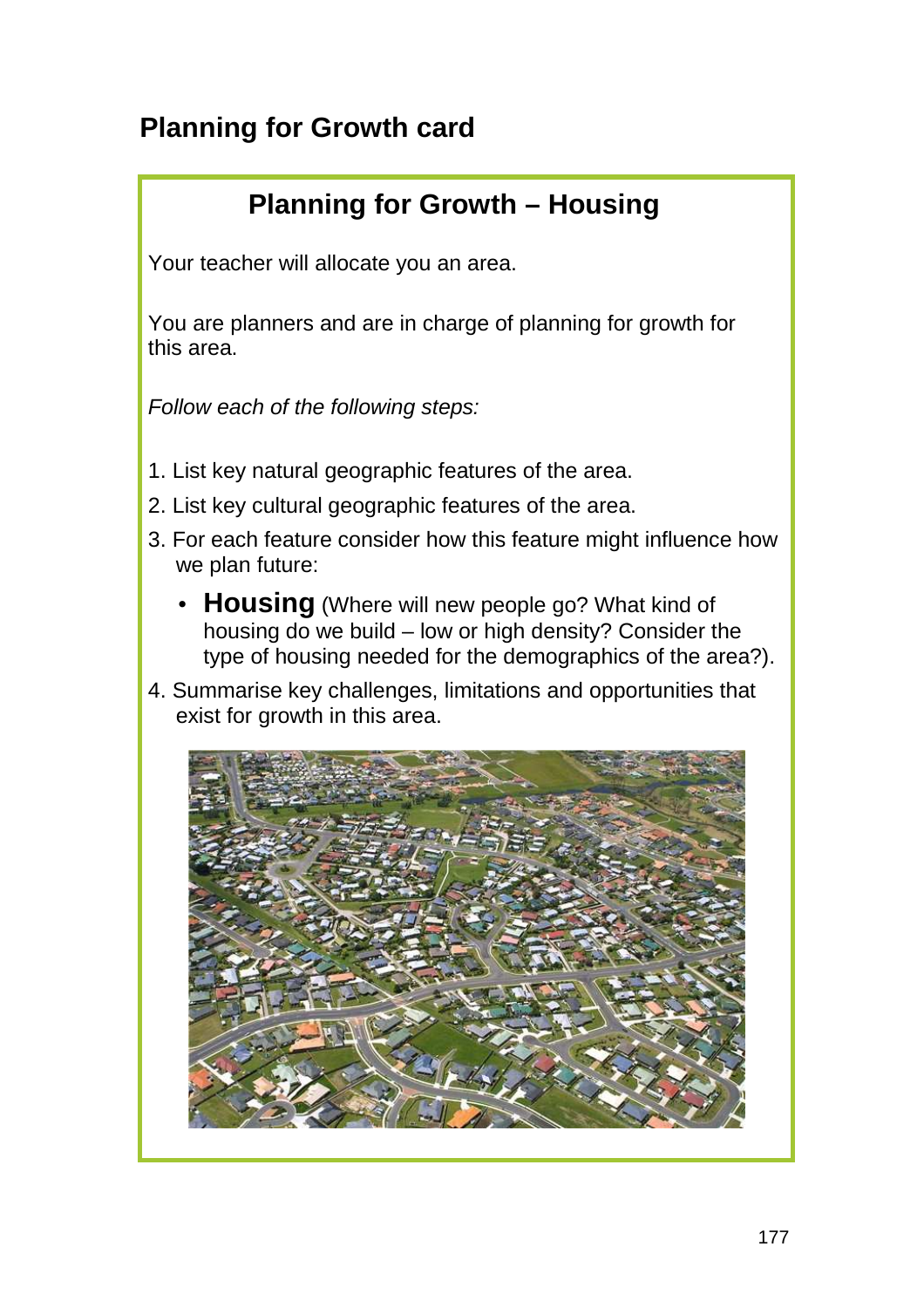## Planning for Growth card

### Planning for Growth – Housing

Your teacher will allocate you an area.

You are planners and are in charge of planning for growth for this area.

*Follow each of the following steps:*

1. List key natural geographic features of the area.
2. List key cultural geographic features of the area.
3. For each feature consider how this feature might influence how we plan future:
   - **Housing** (Where will new people go? What kind of housing do we build – low or high density? Consider the type of housing needed for the demographics of the area?).
4. Summarise key challenges, limitations and opportunities that exist for growth in this area.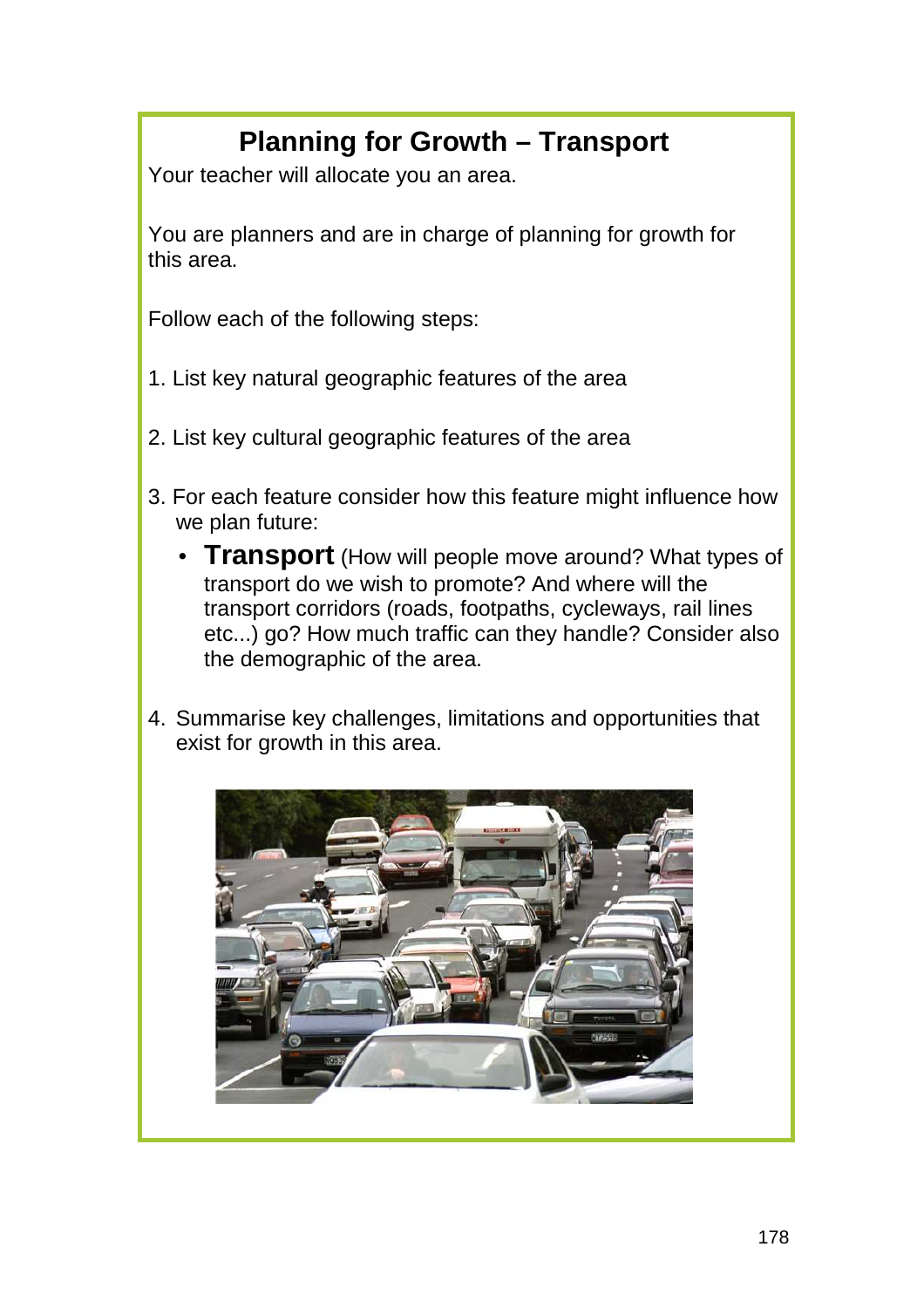# Planning for Growth – Transport

Your teacher will allocate you an area.

You are planners and are in charge of planning for growth for this area.

Follow each of the following steps:

1. List key natural geographic features of the area

2. List key cultural geographic features of the area

3. For each feature consider how this feature might influence how we plan future:
   - **Transport** (How will people move around? What types of transport do we wish to promote? And where will the transport corridors (roads, footpaths, cycleways, rail lines etc...) go? How much traffic can they handle? Consider also the demographic of the area.

4. Summarise key challenges, limitations and opportunities that exist for growth in this area.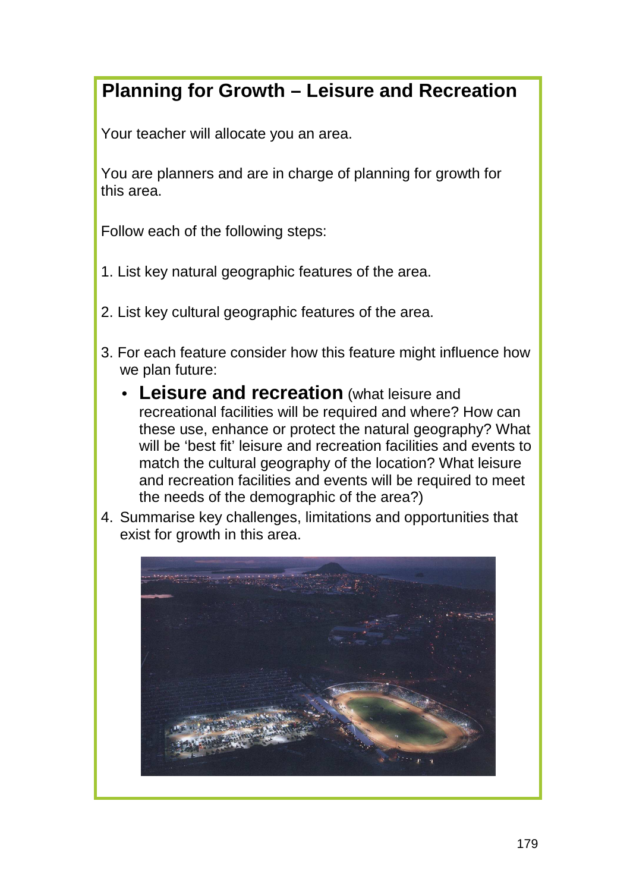## Planning for Growth – Leisure and Recreation

Your teacher will allocate you an area.

You are planners and are in charge of planning for growth for this area.

Follow each of the following steps:

1. List key natural geographic features of the area.

2. List key cultural geographic features of the area.

3. For each feature consider how this feature might influence how we plan future:
   - **Leisure and recreation** (what leisure and recreational facilities will be required and where? How can these use, enhance or protect the natural geography? What will be 'best fit' leisure and recreation facilities and events to match the cultural geography of the location? What leisure and recreation facilities and events will be required to meet the needs of the demographic of the area?)

4. Summarise key challenges, limitations and opportunities that exist for growth in this area.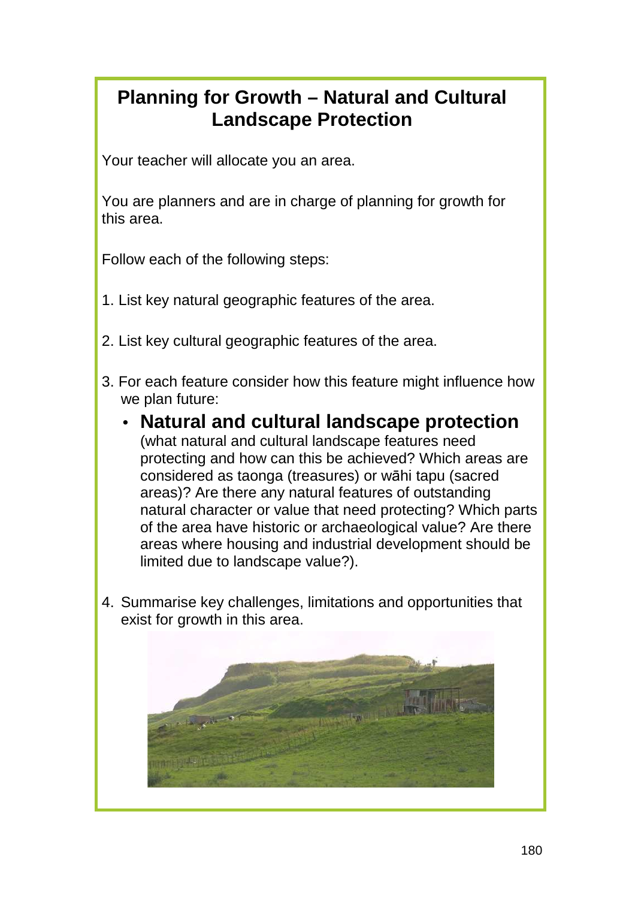# Planning for Growth – Natural and Cultural Landscape Protection

Your teacher will allocate you an area.

You are planners and are in charge of planning for growth for this area.

Follow each of the following steps:

1. List key natural geographic features of the area.

2. List key cultural geographic features of the area.

3. For each feature consider how this feature might influence how we plan future:

   - **Natural and cultural landscape protection** (what natural and cultural landscape features need protecting and how can this be achieved? Which areas are considered as taonga (treasures) or wāhi tapu (sacred areas)? Are there any natural features of outstanding natural character or value that need protecting? Which parts of the area have historic or archaeological value? Are there areas where housing and industrial development should be limited due to landscape value?).

4. Summarise key challenges, limitations and opportunities that exist for growth in this area.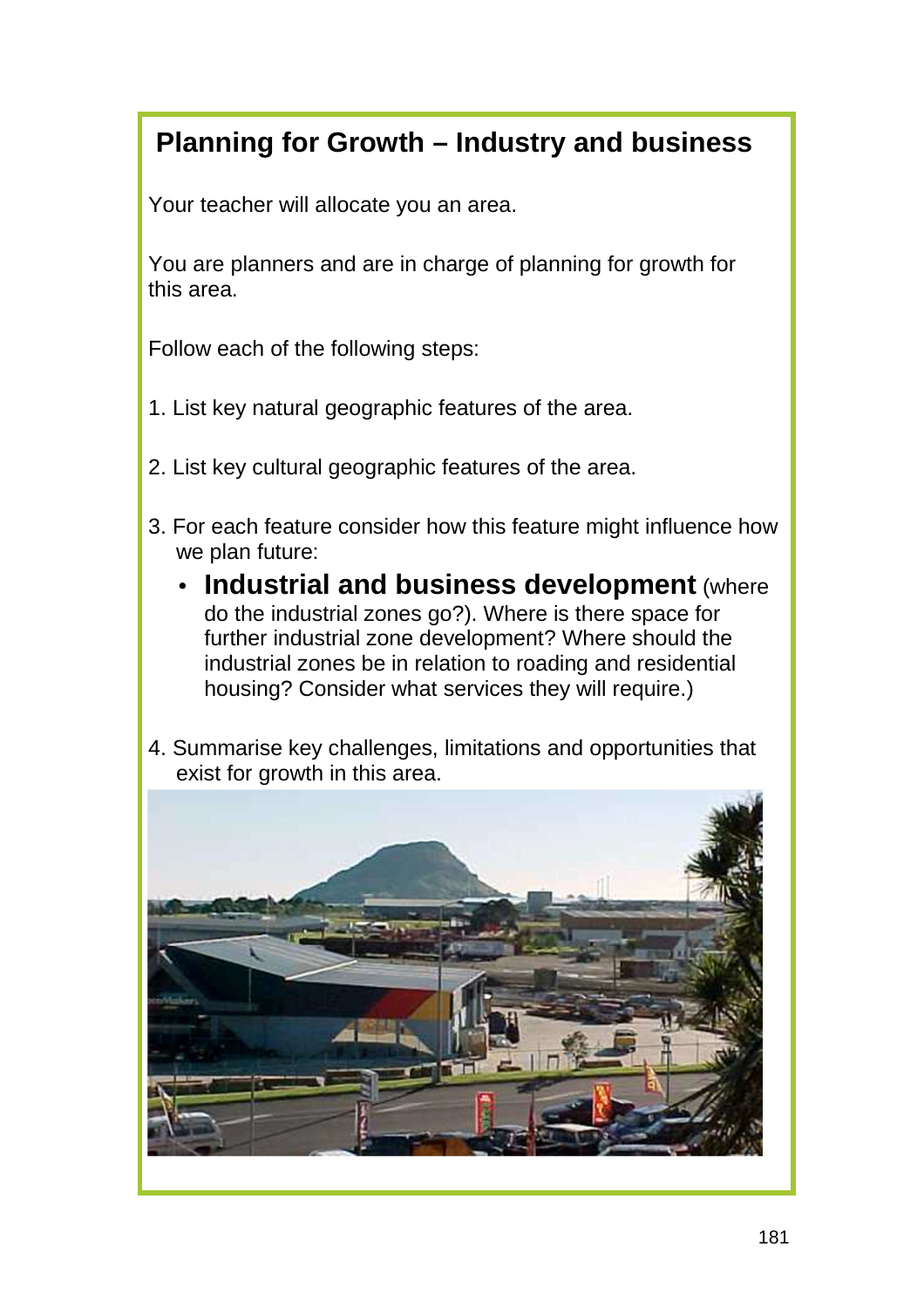## Planning for Growth – Industry and business

Your teacher will allocate you an area.

You are planners and are in charge of planning for growth for this area.

Follow each of the following steps:

1. List key natural geographic features of the area.

2. List key cultural geographic features of the area.

3. For each feature consider how this feature might influence how we plan future:
   - **Industrial and business development** (where do the industrial zones go?). Where is there space for further industrial zone development? Where should the industrial zones be in relation to roading and residential housing? Consider what services they will require.)

4. Summarise key challenges, limitations and opportunities that exist for growth in this area.